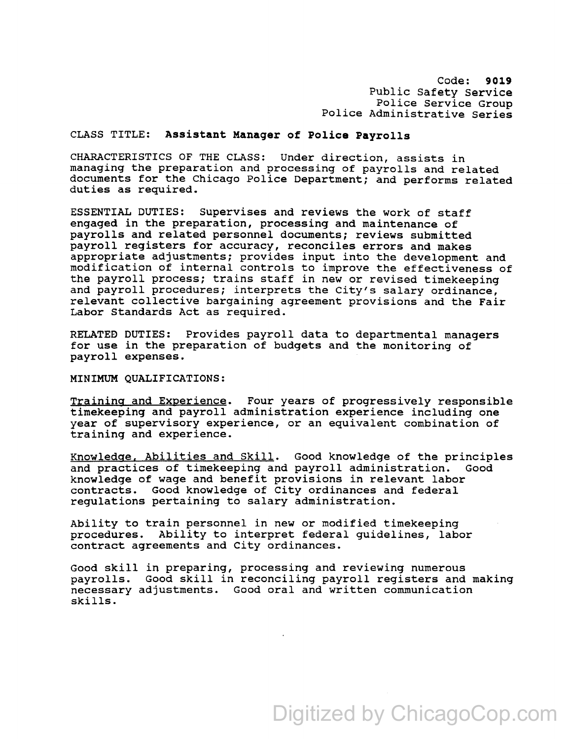Code: **9019**
Public Safety Service
Police Service Group
Police Administrative Series

CLASS TITLE: **Assistant Manager of Police Payrolls**

CHARACTERISTICS OF THE CLASS: Under direction, assists in managing the preparation and processing of payrolls and related documents for the Chicago Police Department; and performs related duties as required.

ESSENTIAL DUTIES: Supervises and reviews the work of staff engaged in the preparation, processing and maintenance of payrolls and related personnel documents; reviews submitted payroll registers for accuracy, reconciles errors and makes appropriate adjustments; provides input into the development and modification of internal controls to improve the effectiveness of the payroll process; trains staff in new or revised timekeeping and payroll procedures; interprets the City's salary ordinance, relevant collective bargaining agreement provisions and the Fair Labor Standards Act as required.

RELATED DUTIES: Provides payroll data to departmental managers for use in the preparation of budgets and the monitoring of payroll expenses.

MINIMUM QUALIFICATIONS:

Training and Experience. Four years of progressively responsible timekeeping and payroll administration experience including one year of supervisory experience, or an equivalent combination of training and experience.

Knowledge, Abilities and Skill. Good knowledge of the principles and practices of timekeeping and payroll administration. Good knowledge of wage and benefit provisions in relevant labor contracts. Good knowledge of City ordinances and federal regulations pertaining to salary administration.

Ability to train personnel in new or modified timekeeping procedures. Ability to interpret federal guidelines, labor contract agreements and City ordinances.

Good skill in preparing, processing and reviewing numerous payrolls. Good skill in reconciling payroll registers and making necessary adjustments. Good oral and written communication skills.

Digitized by ChicagoCop.com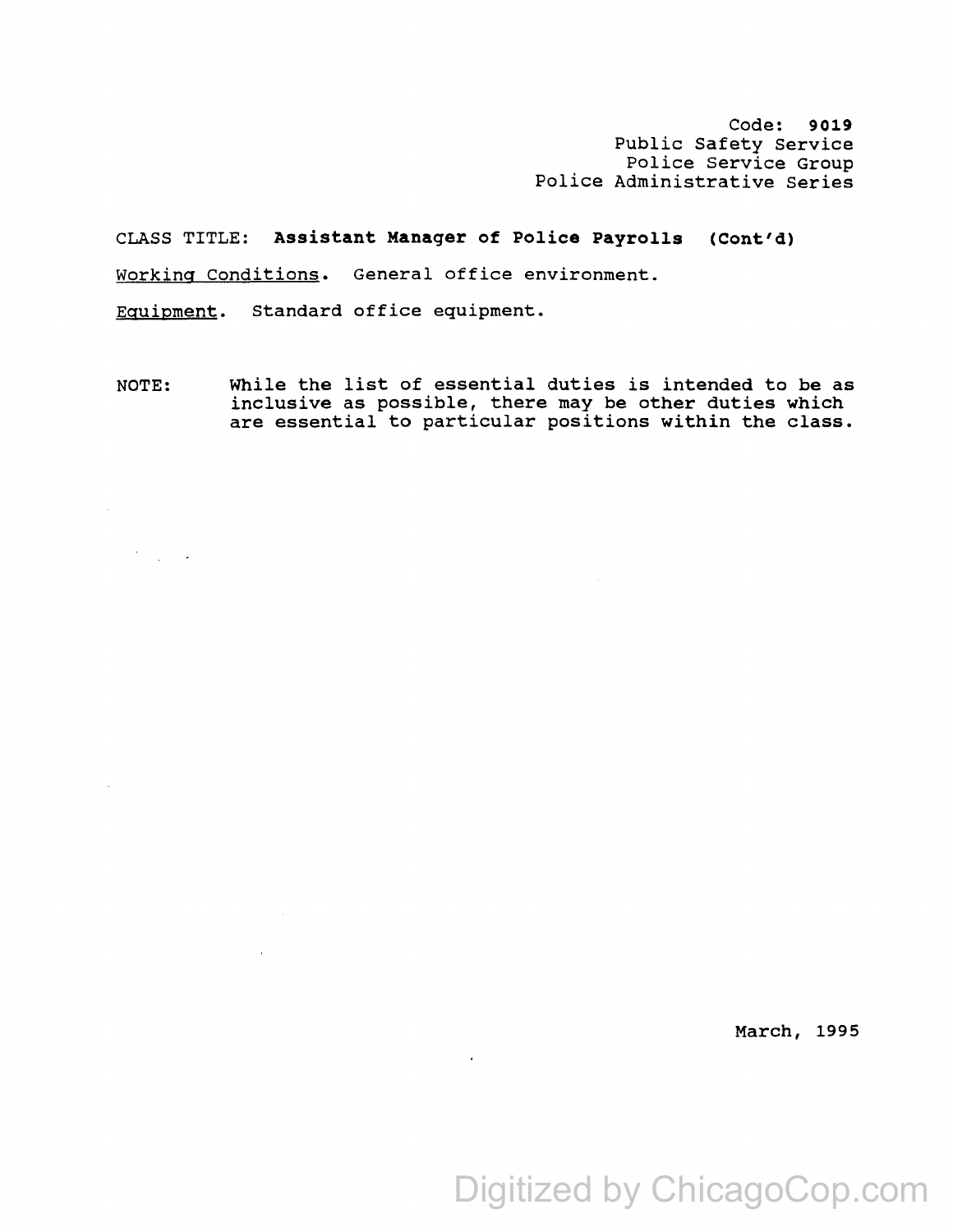Code: **9019**
Public Safety Service
Police Service Group
Police Administrative Series

CLASS TITLE: **Assistant Manager of Police Payrolls (Cont'd)**

Working Conditions. General office environment.

Equipment. Standard office equipment.

NOTE: While the list of essential duties is intended to be as inclusive as possible, there may be other duties which are essential to particular positions within the class.

March, 1995